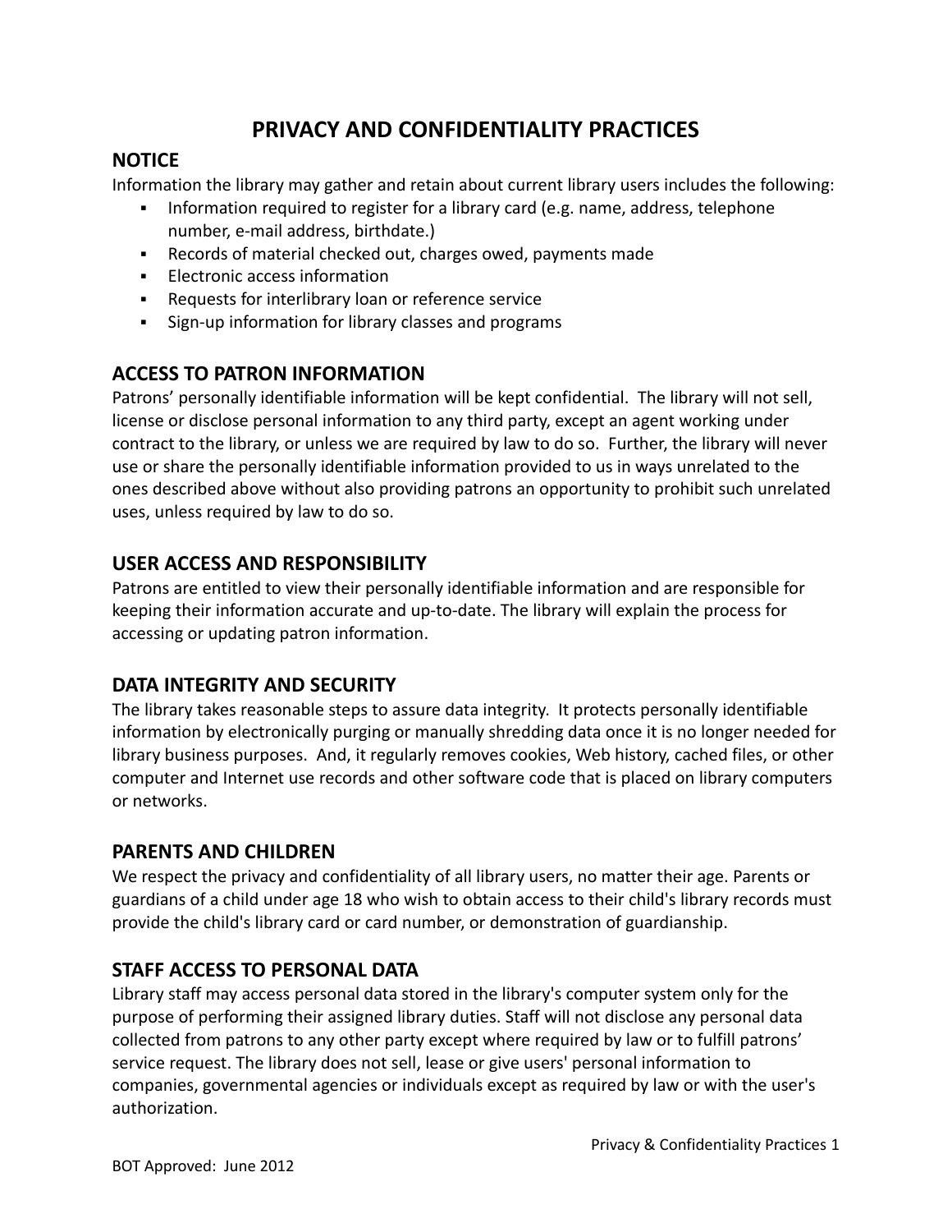# PRIVACY AND CONFIDENTIALITY PRACTICES

## NOTICE

Information the library may gather and retain about current library users includes the following:

- Information required to register for a library card (e.g. name, address, telephone number, e-mail address, birthdate.)
- Records of material checked out, charges owed, payments made
- Electronic access information
- Requests for interlibrary loan or reference service
- Sign-up information for library classes and programs

## ACCESS TO PATRON INFORMATION

Patrons' personally identifiable information will be kept confidential. The library will not sell, license or disclose personal information to any third party, except an agent working under contract to the library, or unless we are required by law to do so. Further, the library will never use or share the personally identifiable information provided to us in ways unrelated to the ones described above without also providing patrons an opportunity to prohibit such unrelated uses, unless required by law to do so.

## USER ACCESS AND RESPONSIBILITY

Patrons are entitled to view their personally identifiable information and are responsible for keeping their information accurate and up-to-date. The library will explain the process for accessing or updating patron information.

## DATA INTEGRITY AND SECURITY

The library takes reasonable steps to assure data integrity. It protects personally identifiable information by electronically purging or manually shredding data once it is no longer needed for library business purposes. And, it regularly removes cookies, Web history, cached files, or other computer and Internet use records and other software code that is placed on library computers or networks.

## PARENTS AND CHILDREN

We respect the privacy and confidentiality of all library users, no matter their age. Parents or guardians of a child under age 18 who wish to obtain access to their child's library records must provide the child's library card or card number, or demonstration of guardianship.

## STAFF ACCESS TO PERSONAL DATA

Library staff may access personal data stored in the library's computer system only for the purpose of performing their assigned library duties. Staff will not disclose any personal data collected from patrons to any other party except where required by law or to fulfill patrons' service request. The library does not sell, lease or give users' personal information to companies, governmental agencies or individuals except as required by law or with the user's authorization.

BOT Approved: June 2012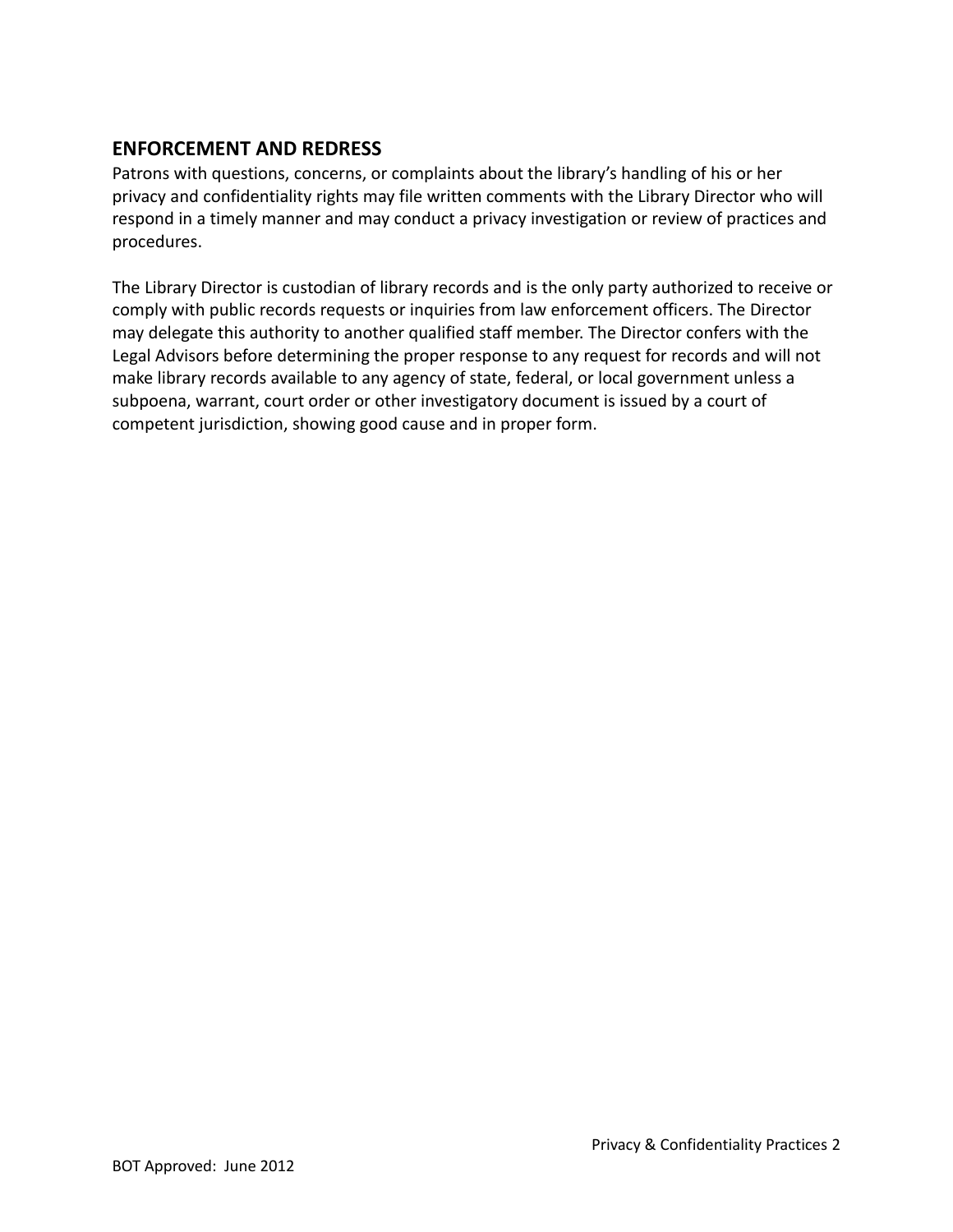## ENFORCEMENT AND REDRESS

Patrons with questions, concerns, or complaints about the library's handling of his or her privacy and confidentiality rights may file written comments with the Library Director who will respond in a timely manner and may conduct a privacy investigation or review of practices and procedures.

The Library Director is custodian of library records and is the only party authorized to receive or comply with public records requests or inquiries from law enforcement officers. The Director may delegate this authority to another qualified staff member. The Director confers with the Legal Advisors before determining the proper response to any request for records and will not make library records available to any agency of state, federal, or local government unless a subpoena, warrant, court order or other investigatory document is issued by a court of competent jurisdiction, showing good cause and in proper form.

BOT Approved: June 2012